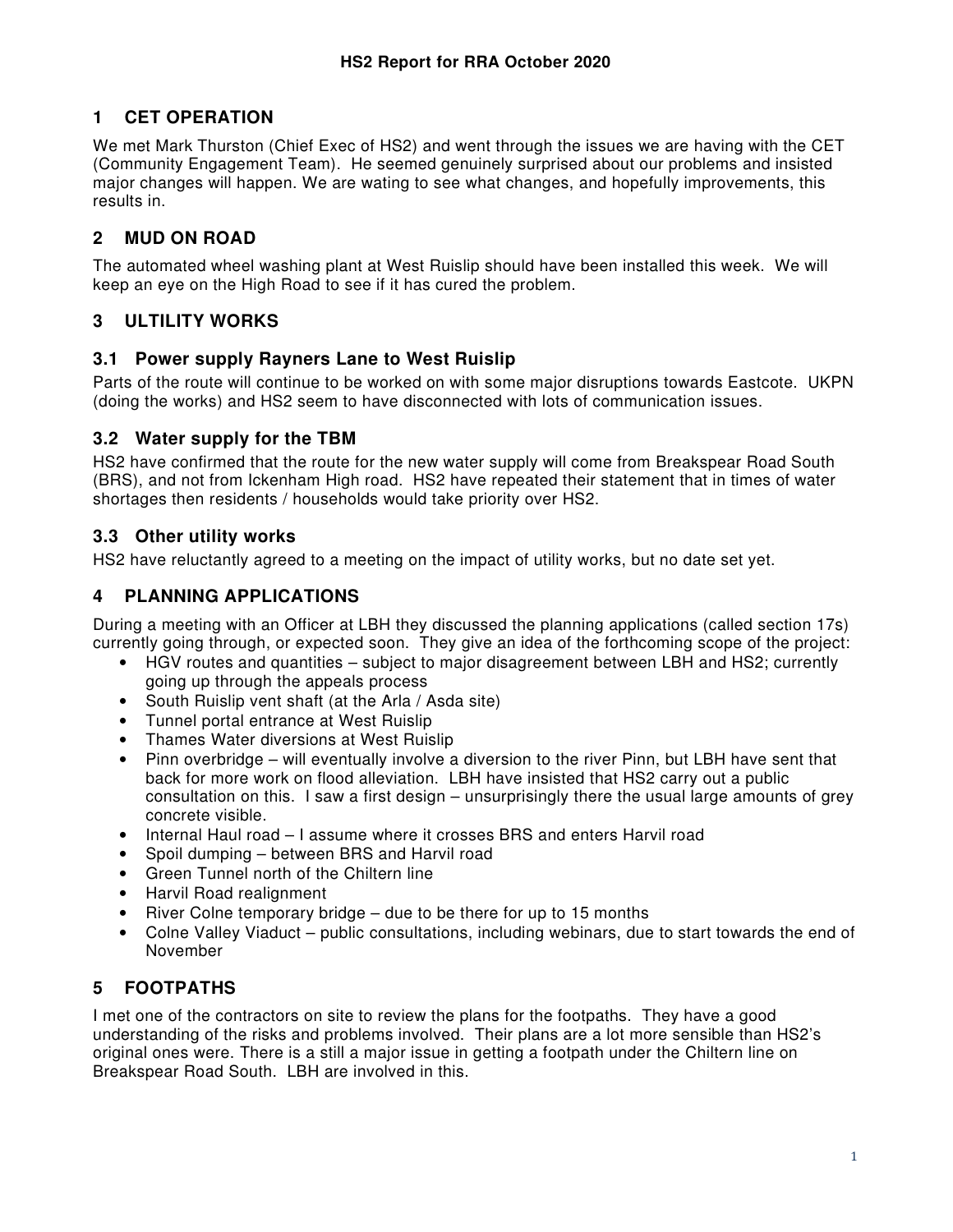# HS2 Report for RRA October 2020

## 1 CET OPERATION

We met Mark Thurston (Chief Exec of HS2) and went through the issues we are having with the CET (Community Engagement Team). He seemed genuinely surprised about our problems and insisted major changes will happen. We are wating to see what changes, and hopefully improvements, this results in.

## 2 MUD ON ROAD

The automated wheel washing plant at West Ruislip should have been installed this week. We will keep an eye on the High Road to see if it has cured the problem.

## 3 ULTILITY WORKS

### 3.1 Power supply Rayners Lane to West Ruislip

Parts of the route will continue to be worked on with some major disruptions towards Eastcote. UKPN (doing the works) and HS2 seem to have disconnected with lots of communication issues.

### 3.2 Water supply for the TBM

HS2 have confirmed that the route for the new water supply will come from Breakspear Road South (BRS), and not from Ickenham High road. HS2 have repeated their statement that in times of water shortages then residents / households would take priority over HS2.

### 3.3 Other utility works

HS2 have reluctantly agreed to a meeting on the impact of utility works, but no date set yet.

## 4 PLANNING APPLICATIONS

During a meeting with an Officer at LBH they discussed the planning applications (called section 17s) currently going through, or expected soon. They give an idea of the forthcoming scope of the project:

- HGV routes and quantities – subject to major disagreement between LBH and HS2; currently going up through the appeals process
- South Ruislip vent shaft (at the Arla / Asda site)
- Tunnel portal entrance at West Ruislip
- Thames Water diversions at West Ruislip
- Pinn overbridge – will eventually involve a diversion to the river Pinn, but LBH have sent that back for more work on flood alleviation. LBH have insisted that HS2 carry out a public consultation on this. I saw a first design – unsurprisingly there the usual large amounts of grey concrete visible.
- Internal Haul road – I assume where it crosses BRS and enters Harvil road
- Spoil dumping – between BRS and Harvil road
- Green Tunnel north of the Chiltern line
- Harvil Road realignment
- River Colne temporary bridge – due to be there for up to 15 months
- Colne Valley Viaduct – public consultations, including webinars, due to start towards the end of November

## 5 FOOTPATHS

I met one of the contractors on site to review the plans for the footpaths. They have a good understanding of the risks and problems involved. Their plans are a lot more sensible than HS2's original ones were. There is a still a major issue in getting a footpath under the Chiltern line on Breakspear Road South. LBH are involved in this.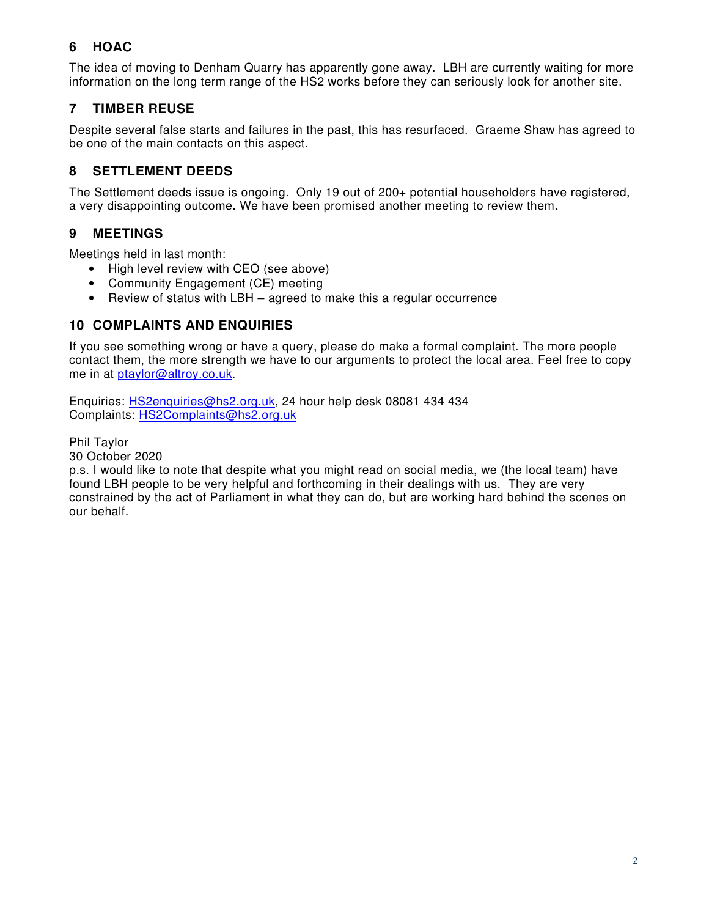## 6 HOAC

The idea of moving to Denham Quarry has apparently gone away. LBH are currently waiting for more information on the long term range of the HS2 works before they can seriously look for another site.

## 7 TIMBER REUSE

Despite several false starts and failures in the past, this has resurfaced. Graeme Shaw has agreed to be one of the main contacts on this aspect.

## 8 SETTLEMENT DEEDS

The Settlement deeds issue is ongoing. Only 19 out of 200+ potential householders have registered, a very disappointing outcome. We have been promised another meeting to review them.

## 9 MEETINGS

Meetings held in last month:

- High level review with CEO (see above)
- Community Engagement (CE) meeting
- Review of status with LBH – agreed to make this a regular occurrence

## 10 COMPLAINTS AND ENQUIRIES

If you see something wrong or have a query, please do make a formal complaint. The more people contact them, the more strength we have to our arguments to protect the local area. Feel free to copy me in at ptaylor@altroy.co.uk.

Enquiries: HS2enquiries@hs2.org.uk, 24 hour help desk 08081 434 434
Complaints: HS2Complaints@hs2.org.uk

Phil Taylor
30 October 2020
p.s. I would like to note that despite what you might read on social media, we (the local team) have found LBH people to be very helpful and forthcoming in their dealings with us. They are very constrained by the act of Parliament in what they can do, but are working hard behind the scenes on our behalf.